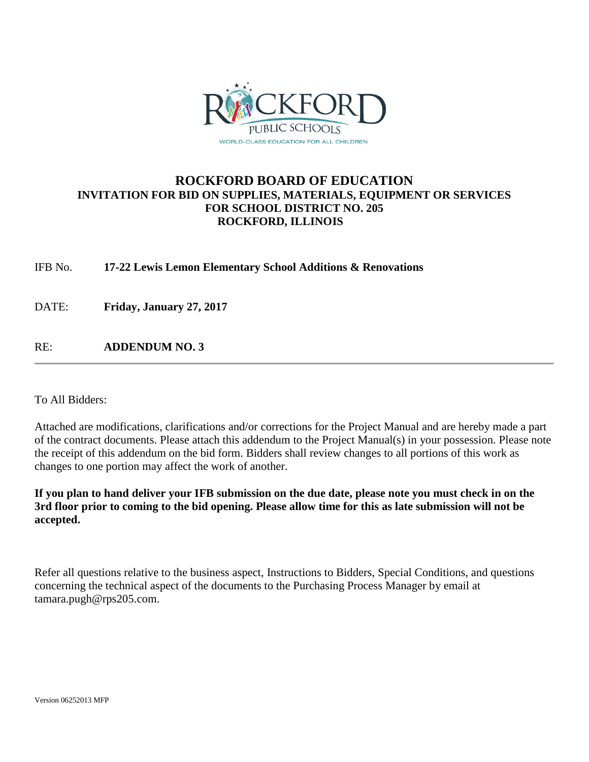ROCKFORD PUBLIC SCHOOLS

WORLD-CLASS EDUCATION FOR ALL CHILDREN

# ROCKFORD BOARD OF EDUCATION

## INVITATION FOR BID ON SUPPLIES, MATERIALS, EQUIPMENT OR SERVICES FOR SCHOOL DISTRICT NO. 205 ROCKFORD, ILLINOIS

IFB No. **17-22 Lewis Lemon Elementary School Additions & Renovations**

DATE: **Friday, January 27, 2017**

RE: **ADDENDUM NO. 3**

---

To All Bidders:

Attached are modifications, clarifications and/or corrections for the Project Manual and are hereby made a part of the contract documents. Please attach this addendum to the Project Manual(s) in your possession. Please note the receipt of this addendum on the bid form. Bidders shall review changes to all portions of this work as changes to one portion may affect the work of another.

**If you plan to hand deliver your IFB submission on the due date, please note you must check in on the 3rd floor prior to coming to the bid opening. Please allow time for this as late submission will not be accepted.**

Refer all questions relative to the business aspect, Instructions to Bidders, Special Conditions, and questions concerning the technical aspect of the documents to the Purchasing Process Manager by email at tamara.pugh@rps205.com.

Version 06252013 MFP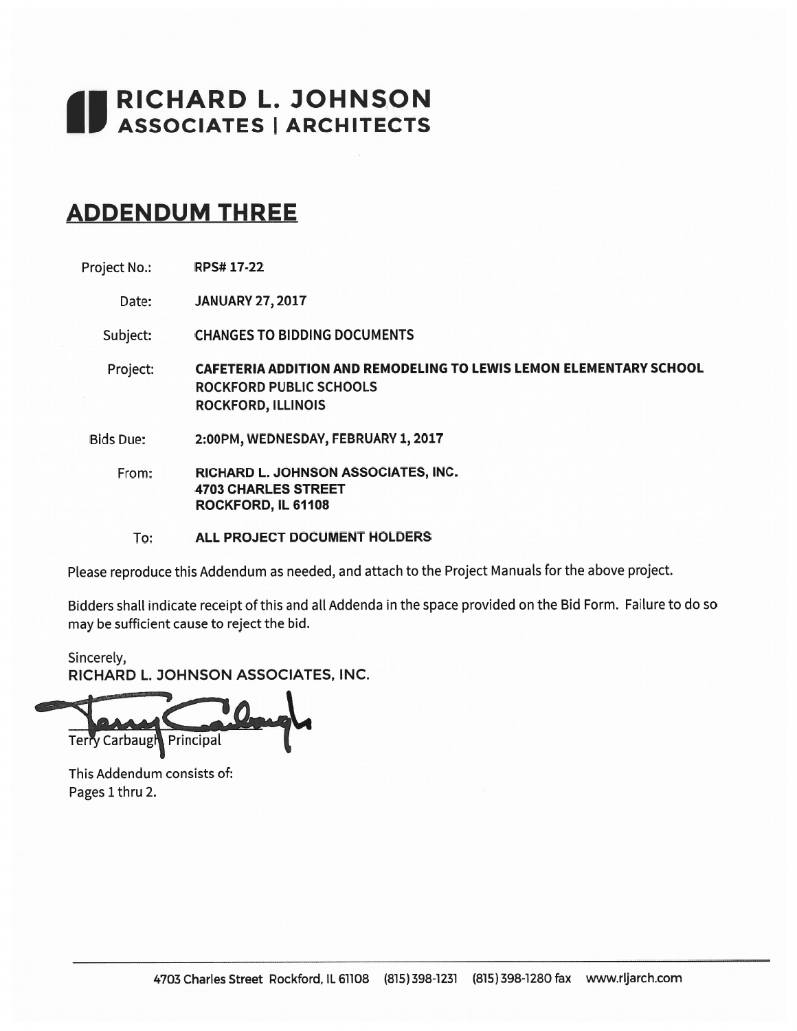# RICHARD L. JOHNSON
## ASSOCIATES | ARCHITECTS

# ADDENDUM THREE

| | |
|---|---|
| Project No.: | **RPS# 17-22** |
| Date: | **JANUARY 27, 2017** |
| Subject: | **CHANGES TO BIDDING DOCUMENTS** |
| Project: | **CAFETERIA ADDITION AND REMODELING TO LEWIS LEMON ELEMENTARY SCHOOL**<br>**ROCKFORD PUBLIC SCHOOLS**<br>**ROCKFORD, ILLINOIS** |
| Bids Due: | **2:00PM, WEDNESDAY, FEBRUARY 1, 2017** |
| From: | **RICHARD L. JOHNSON ASSOCIATES, INC.**<br>**4703 CHARLES STREET**<br>**ROCKFORD, IL 61108** |
| To: | **ALL PROJECT DOCUMENT HOLDERS** |

Please reproduce this Addendum as needed, and attach to the Project Manuals for the above project.

Bidders shall indicate receipt of this and all Addenda in the space provided on the Bid Form. Failure to do so may be sufficient cause to reject the bid.

Sincerely,
**RICHARD L. JOHNSON ASSOCIATES, INC.**

Terry Carbaugh Principal

This Addendum consists of:
Pages 1 thru 2.

4703 Charles Street Rockford, IL 61108 (815) 398-1231 (815) 398-1280 fax www.rljarch.com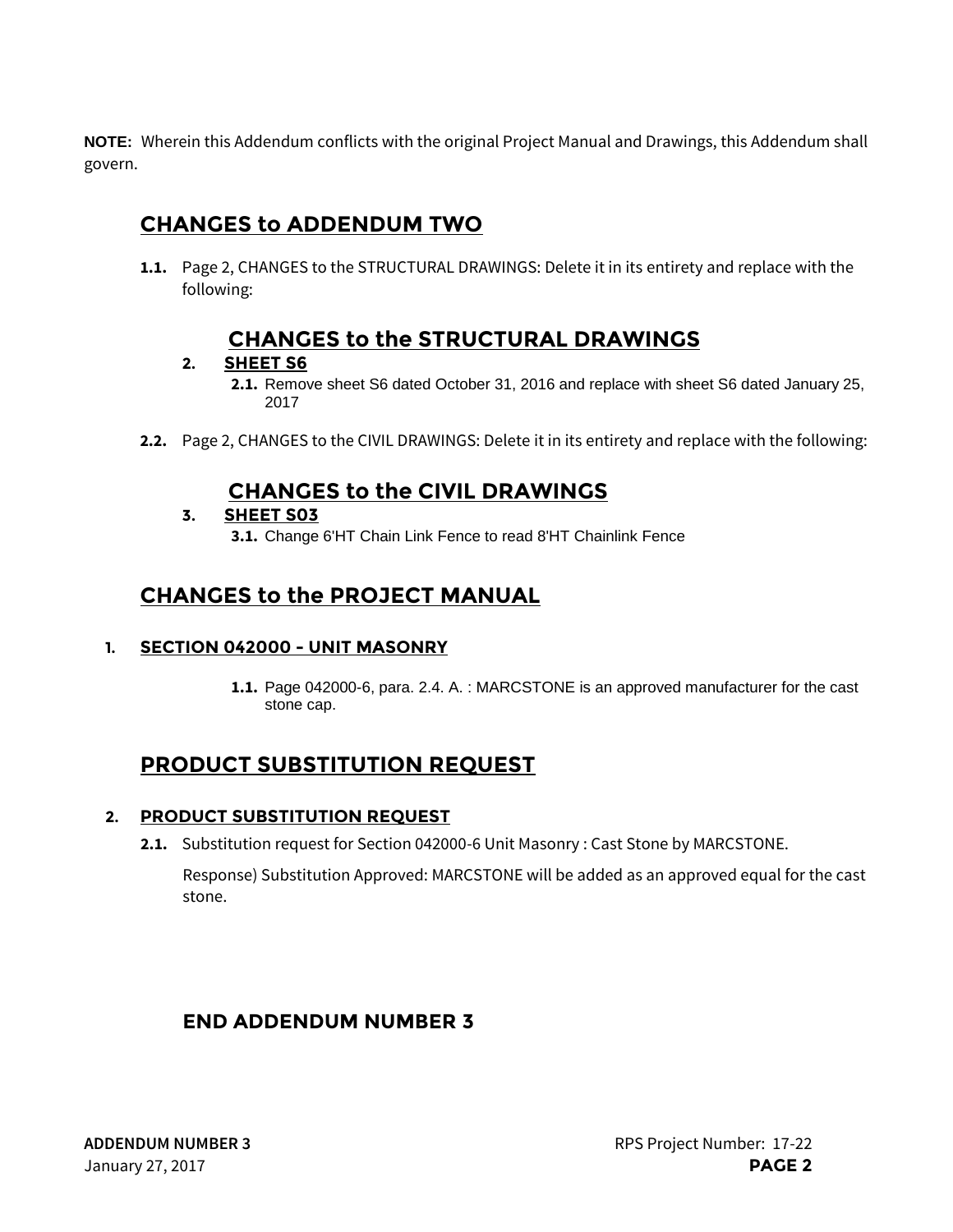**NOTE:** Wherein this Addendum conflicts with the original Project Manual and Drawings, this Addendum shall govern.

## CHANGES to ADDENDUM TWO

**1.1.** Page 2, CHANGES to the STRUCTURAL DRAWINGS: Delete it in its entirety and replace with the following:

### CHANGES to the STRUCTURAL DRAWINGS

**2. SHEET S6**

**2.1.** Remove sheet S6 dated October 31, 2016 and replace with sheet S6 dated January 25, 2017

**2.2.** Page 2, CHANGES to the CIVIL DRAWINGS: Delete it in its entirety and replace with the following:

### CHANGES to the CIVIL DRAWINGS

**3. SHEET S03**

**3.1.** Change 6'HT Chain Link Fence to read 8'HT Chainlink Fence

## CHANGES to the PROJECT MANUAL

**1. SECTION 042000 - UNIT MASONRY**

**1.1.** Page 042000-6, para. 2.4. A. : MARCSTONE is an approved manufacturer for the cast stone cap.

## PRODUCT SUBSTITUTION REQUEST

**2. PRODUCT SUBSTITUTION REQUEST**

**2.1.** Substitution request for Section 042000-6 Unit Masonry : Cast Stone by MARCSTONE.

Response) Substitution Approved: MARCSTONE will be added as an approved equal for the cast stone.

## END ADDENDUM NUMBER 3